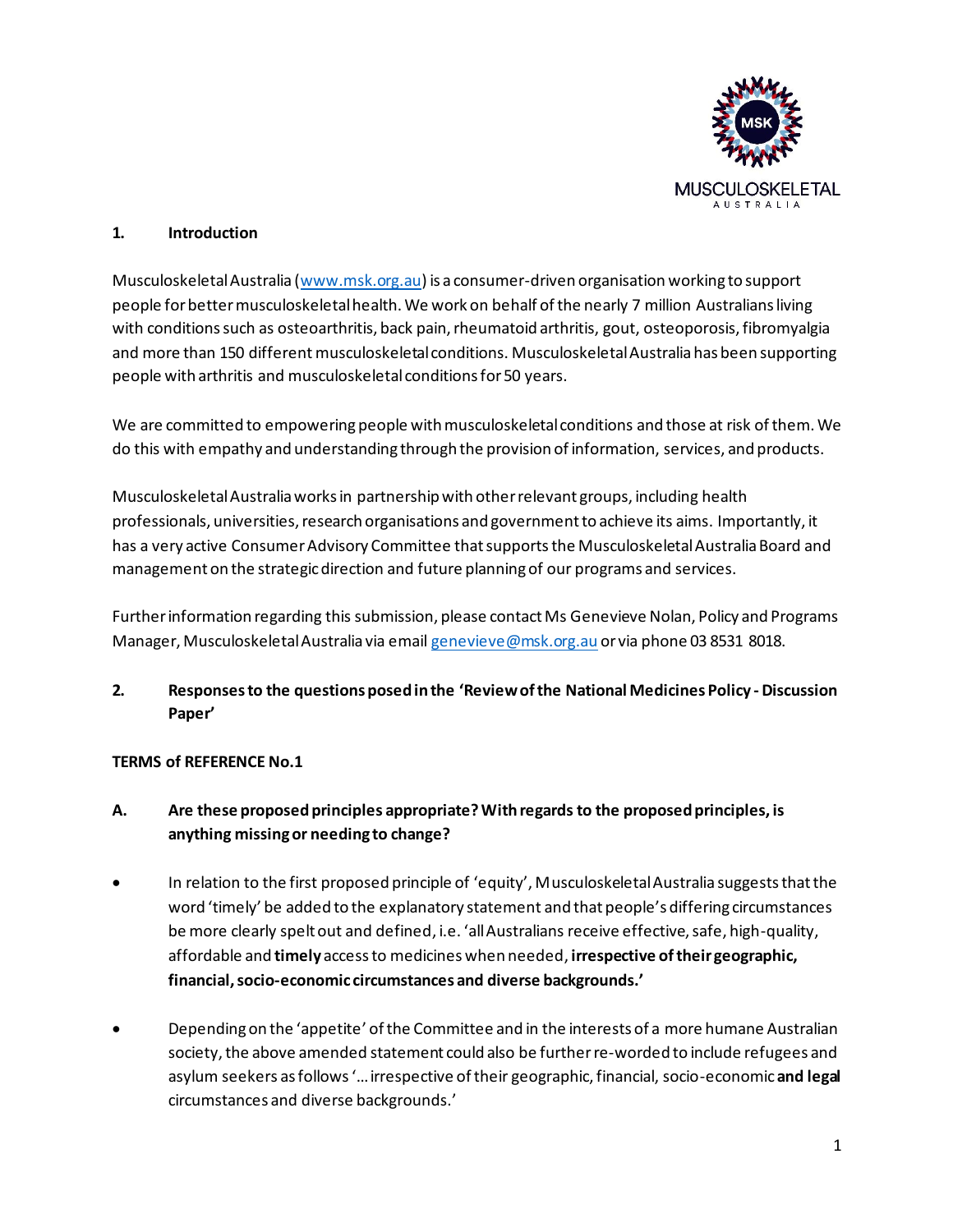## 1. Introduction

Musculoskeletal Australia (www.msk.org.au) is a consumer-driven organisation working to support people for better musculoskeletal health. We work on behalf of the nearly 7 million Australians living with conditions such as osteoarthritis, back pain, rheumatoid arthritis, gout, osteoporosis, fibromyalgia and more than 150 different musculoskeletal conditions. Musculoskeletal Australia has been supporting people with arthritis and musculoskeletal conditions for 50 years.

We are committed to empowering people with musculoskeletal conditions and those at risk of them. We do this with empathy and understanding through the provision of information, services, and products.

Musculoskeletal Australia works in partnership with other relevant groups, including health professionals, universities, research organisations and government to achieve its aims. Importantly, it has a very active Consumer Advisory Committee that supports the Musculoskeletal Australia Board and management on the strategic direction and future planning of our programs and services.

Further information regarding this submission, please contact Ms Genevieve Nolan, Policy and Programs Manager, Musculoskeletal Australia via email genevieve@msk.org.au or via phone 03 8531 8018.

## 2. Responses to the questions posed in the 'Review of the National Medicines Policy - Discussion Paper'

**TERMS of REFERENCE No.1**

### A. Are these proposed principles appropriate? With regards to the proposed principles, is anything missing or needing to change?

- In relation to the first proposed principle of 'equity', Musculoskeletal Australia suggests that the word 'timely' be added to the explanatory statement and that people's differing circumstances be more clearly spelt out and defined, i.e. 'all Australians receive effective, safe, high-quality, affordable and **timely** access to medicines when needed, **irrespective of their geographic, financial, socio-economic circumstances and diverse backgrounds.'**

- Depending on the 'appetite' of the Committee and in the interests of a more humane Australian society, the above amended statement could also be further re-worded to include refugees and asylum seekers as follows '… irrespective of their geographic, financial, socio-economic **and legal** circumstances and diverse backgrounds.'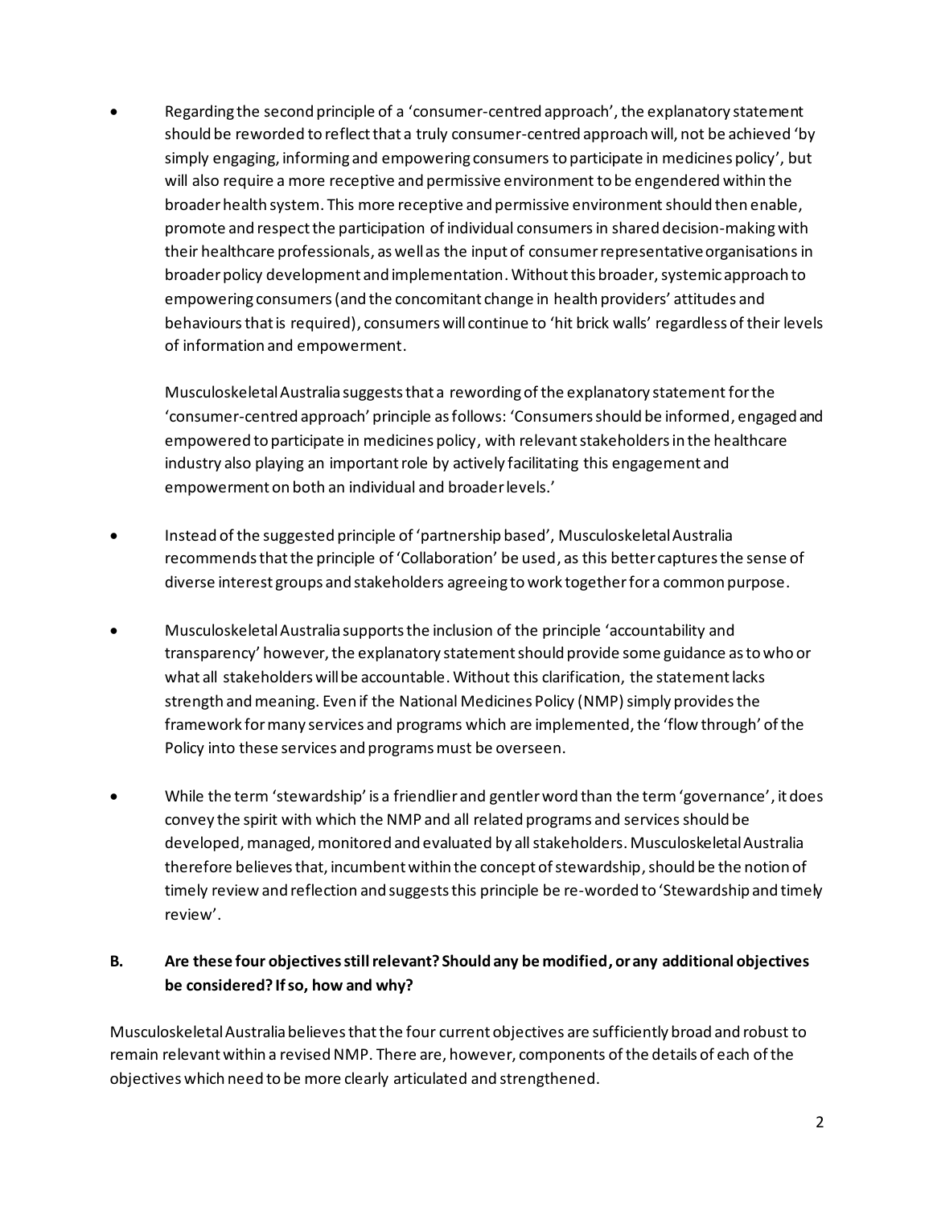- Regarding the second principle of a 'consumer-centred approach', the explanatory statement should be reworded to reflect that a truly consumer-centred approach will, not be achieved 'by simply engaging, informing and empowering consumers to participate in medicines policy', but will also require a more receptive and permissive environment to be engendered within the broader health system. This more receptive and permissive environment should then enable, promote and respect the participation of individual consumers in shared decision-making with their healthcare professionals, as well as the input of consumer representative organisations in broader policy development and implementation. Without this broader, systemic approach to empowering consumers (and the concomitant change in health providers' attitudes and behaviours that is required), consumers will continue to 'hit brick walls' regardless of their levels of information and empowerment.

  Musculoskeletal Australia suggests that a rewording of the explanatory statement for the 'consumer-centred approach' principle as follows: 'Consumers should be informed, engaged and empowered to participate in medicines policy, with relevant stakeholders in the healthcare industry also playing an important role by actively facilitating this engagement and empowerment on both an individual and broader levels.'

- Instead of the suggested principle of 'partnership based', Musculoskeletal Australia recommends that the principle of 'Collaboration' be used, as this better captures the sense of diverse interest groups and stakeholders agreeing to work together for a common purpose.

- Musculoskeletal Australia supports the inclusion of the principle 'accountability and transparency' however, the explanatory statement should provide some guidance as to who or what all stakeholders will be accountable. Without this clarification, the statement lacks strength and meaning. Even if the National Medicines Policy (NMP) simply provides the framework for many services and programs which are implemented, the 'flow through' of the Policy into these services and programs must be overseen.

- While the term 'stewardship' is a friendlier and gentler word than the term 'governance', it does convey the spirit with which the NMP and all related programs and services should be developed, managed, monitored and evaluated by all stakeholders. Musculoskeletal Australia therefore believes that, incumbent within the concept of stewardship, should be the notion of timely review and reflection and suggests this principle be re-worded to 'Stewardship and timely review'.

**B. Are these four objectives still relevant? Should any be modified, or any additional objectives be considered? If so, how and why?**

Musculoskeletal Australia believes that the four current objectives are sufficiently broad and robust to remain relevant within a revised NMP. There are, however, components of the details of each of the objectives which need to be more clearly articulated and strengthened.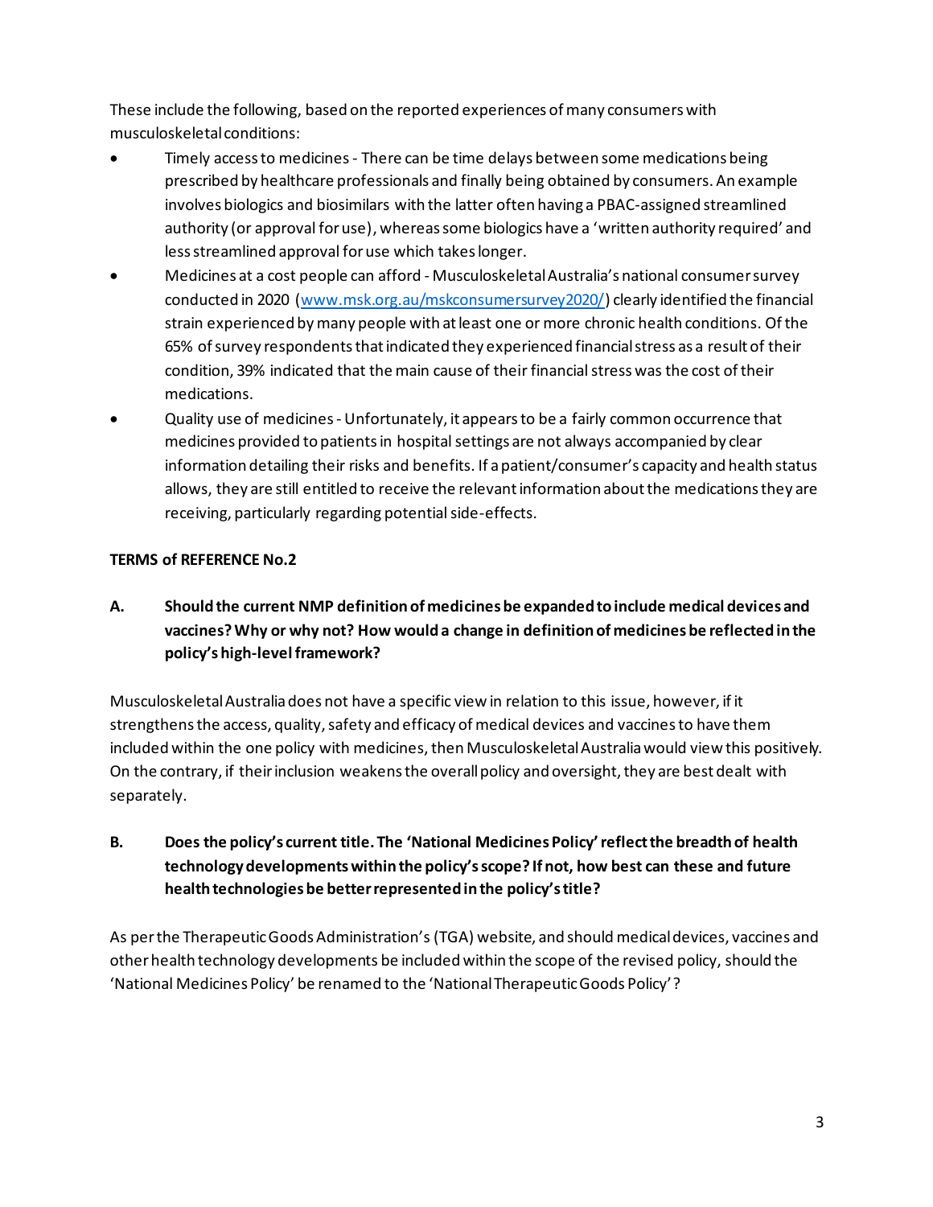These include the following, based on the reported experiences of many consumers with musculoskeletal conditions:

- Timely access to medicines - There can be time delays between some medications being prescribed by healthcare professionals and finally being obtained by consumers. An example involves biologics and biosimilars with the latter often having a PBAC-assigned streamlined authority (or approval for use), whereas some biologics have a 'written authority required' and less streamlined approval for use which takes longer.
- Medicines at a cost people can afford - Musculoskeletal Australia's national consumer survey conducted in 2020 ([www.msk.org.au/mskconsumersurvey2020/](www.msk.org.au/mskconsumersurvey2020/)) clearly identified the financial strain experienced by many people with at least one or more chronic health conditions. Of the 65% of survey respondents that indicated they experienced financial stress as a result of their condition, 39% indicated that the main cause of their financial stress was the cost of their medications.
- Quality use of medicines - Unfortunately, it appears to be a fairly common occurrence that medicines provided to patients in hospital settings are not always accompanied by clear information detailing their risks and benefits. If a patient/consumer's capacity and health status allows, they are still entitled to receive the relevant information about the medications they are receiving, particularly regarding potential side-effects.

**TERMS of REFERENCE No.2**

**A. Should the current NMP definition of medicines be expanded to include medical devices and vaccines? Why or why not? How would a change in definition of medicines be reflected in the policy's high-level framework?**

Musculoskeletal Australia does not have a specific view in relation to this issue, however, if it strengthens the access, quality, safety and efficacy of medical devices and vaccines to have them included within the one policy with medicines, then Musculoskeletal Australia would view this positively. On the contrary, if their inclusion weakens the overall policy and oversight, they are best dealt with separately.

**B. Does the policy's current title. The 'National Medicines Policy' reflect the breadth of health technology developments within the policy's scope? If not, how best can these and future health technologies be better represented in the policy's title?**

As per the Therapeutic Goods Administration's (TGA) website, and should medical devices, vaccines and other health technology developments be included within the scope of the revised policy, should the 'National Medicines Policy' be renamed to the 'National Therapeutic Goods Policy'?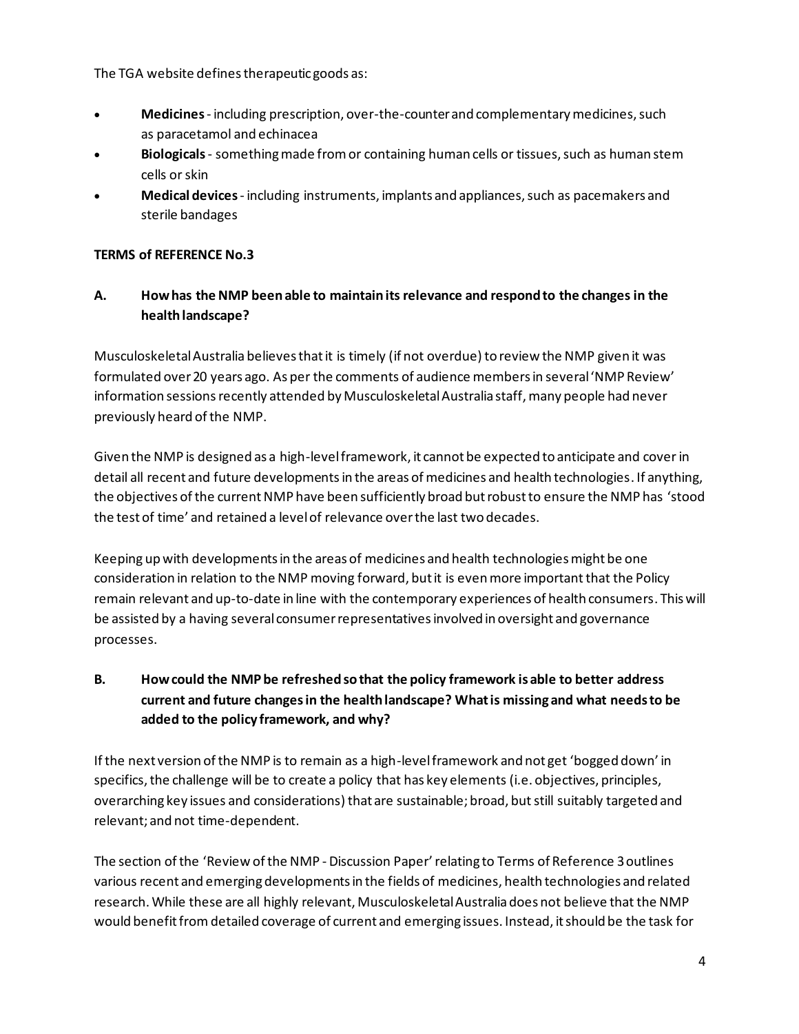The TGA website defines therapeutic goods as:

- **Medicines** - including prescription, over-the-counter and complementary medicines, such as paracetamol and echinacea
- **Biologicals** - something made from or containing human cells or tissues, such as human stem cells or skin
- **Medical devices** - including instruments, implants and appliances, such as pacemakers and sterile bandages

**TERMS of REFERENCE No.3**

**A. How has the NMP been able to maintain its relevance and respond to the changes in the health landscape?**

Musculoskeletal Australia believes that it is timely (if not overdue) to review the NMP given it was formulated over 20 years ago. As per the comments of audience members in several 'NMP Review' information sessions recently attended by Musculoskeletal Australia staff, many people had never previously heard of the NMP.

Given the NMP is designed as a high-level framework, it cannot be expected to anticipate and cover in detail all recent and future developments in the areas of medicines and health technologies. If anything, the objectives of the current NMP have been sufficiently broad but robust to ensure the NMP has 'stood the test of time' and retained a level of relevance over the last two decades.

Keeping up with developments in the areas of medicines and health technologies might be one consideration in relation to the NMP moving forward, but it is even more important that the Policy remain relevant and up-to-date in line with the contemporary experiences of health consumers. This will be assisted by a having several consumer representatives involved in oversight and governance processes.

**B. How could the NMP be refreshed so that the policy framework is able to better address current and future changes in the health landscape? What is missing and what needs to be added to the policy framework, and why?**

If the next version of the NMP is to remain as a high-level framework and not get 'bogged down' in specifics, the challenge will be to create a policy that has key elements (i.e. objectives, principles, overarching key issues and considerations) that are sustainable; broad, but still suitably targeted and relevant; and not time-dependent.

The section of the 'Review of the NMP - Discussion Paper' relating to Terms of Reference 3 outlines various recent and emerging developments in the fields of medicines, health technologies and related research. While these are all highly relevant, Musculoskeletal Australia does not believe that the NMP would benefit from detailed coverage of current and emerging issues. Instead, it should be the task for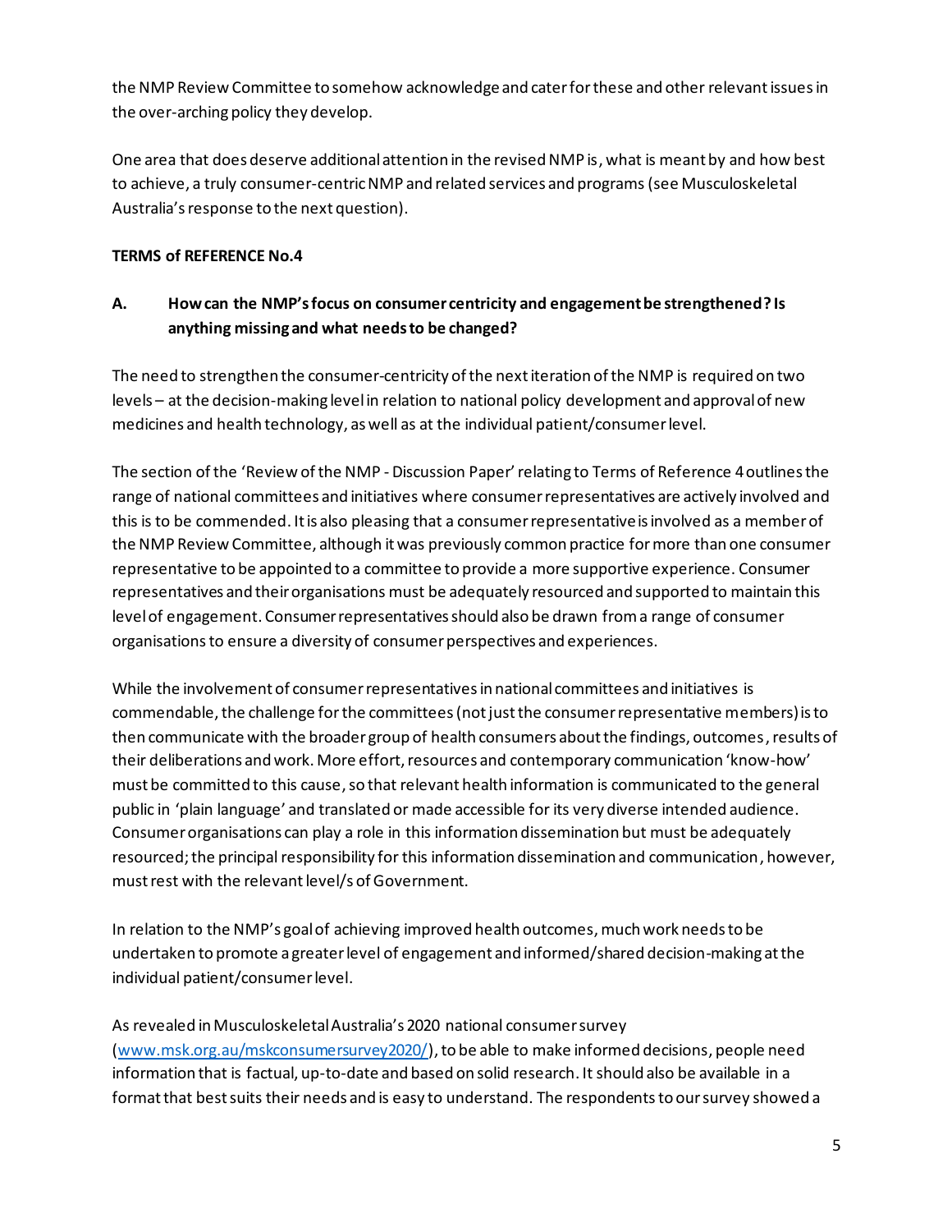the NMP Review Committee to somehow acknowledge and cater for these and other relevant issues in the over-arching policy they develop.

One area that does deserve additional attention in the revised NMP is, what is meant by and how best to achieve, a truly consumer-centric NMP and related services and programs (see Musculoskeletal Australia's response to the next question).

**TERMS of REFERENCE No.4**

**A. How can the NMP's focus on consumer centricity and engagement be strengthened? Is anything missing and what needs to be changed?**

The need to strengthen the consumer-centricity of the next iteration of the NMP is required on two levels – at the decision-making level in relation to national policy development and approval of new medicines and health technology, as well as at the individual patient/consumer level.

The section of the 'Review of the NMP - Discussion Paper' relating to Terms of Reference 4 outlines the range of national committees and initiatives where consumer representatives are actively involved and this is to be commended. It is also pleasing that a consumer representative is involved as a member of the NMP Review Committee, although it was previously common practice for more than one consumer representative to be appointed to a committee to provide a more supportive experience. Consumer representatives and their organisations must be adequately resourced and supported to maintain this level of engagement. Consumer representatives should also be drawn from a range of consumer organisations to ensure a diversity of consumer perspectives and experiences.

While the involvement of consumer representatives in national committees and initiatives is commendable, the challenge for the committees (not just the consumer representative members) is to then communicate with the broader group of health consumers about the findings, outcomes, results of their deliberations and work. More effort, resources and contemporary communication 'know-how' must be committed to this cause, so that relevant health information is communicated to the general public in 'plain language' and translated or made accessible for its very diverse intended audience. Consumer organisations can play a role in this information dissemination but must be adequately resourced; the principal responsibility for this information dissemination and communication, however, must rest with the relevant level/s of Government.

In relation to the NMP's goal of achieving improved health outcomes, much work needs to be undertaken to promote a greater level of engagement and informed/shared decision-making at the individual patient/consumer level.

As revealed in Musculoskeletal Australia's 2020 national consumer survey ([www.msk.org.au/mskconsumersurvey2020/](www.msk.org.au/mskconsumersurvey2020/)), to be able to make informed decisions, people need information that is factual, up-to-date and based on solid research. It should also be available in a format that best suits their needs and is easy to understand. The respondents to our survey showed a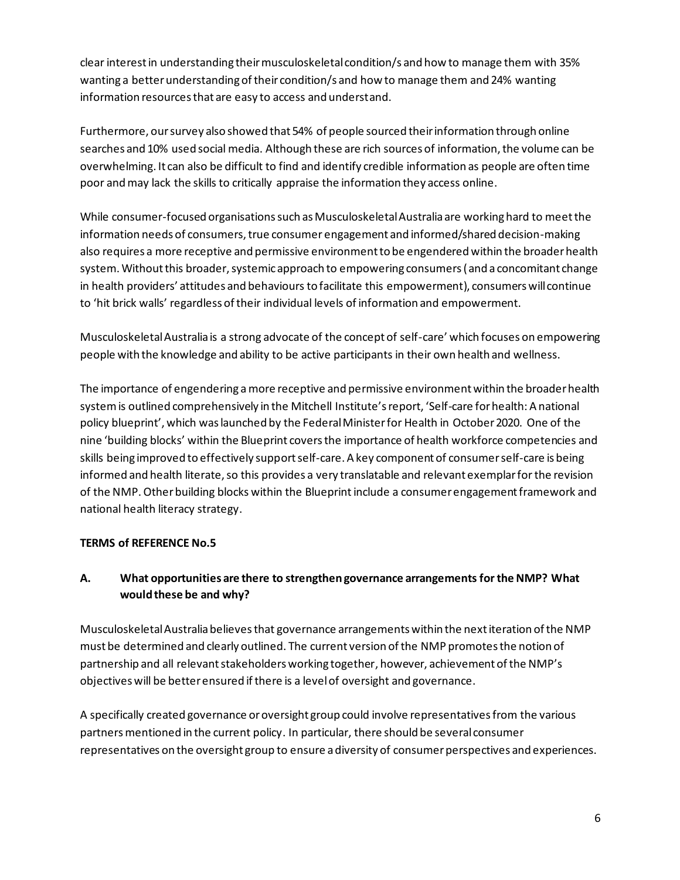clear interest in understanding their musculoskeletal condition/s and how to manage them with 35% wanting a better understanding of their condition/s and how to manage them and 24% wanting information resources that are easy to access and understand.

Furthermore, our survey also showed that 54% of people sourced their information through online searches and 10% used social media. Although these are rich sources of information, the volume can be overwhelming. It can also be difficult to find and identify credible information as people are often time poor and may lack the skills to critically appraise the information they access online.

While consumer-focused organisations such as Musculoskeletal Australia are working hard to meet the information needs of consumers, true consumer engagement and informed/shared decision-making also requires a more receptive and permissive environment to be engendered within the broader health system. Without this broader, systemic approach to empowering consumers (and a concomitant change in health providers' attitudes and behaviours to facilitate this empowerment), consumers will continue to 'hit brick walls' regardless of their individual levels of information and empowerment.

Musculoskeletal Australia is a strong advocate of the concept of self-care' which focuses on empowering people with the knowledge and ability to be active participants in their own health and wellness.

The importance of engendering a more receptive and permissive environment within the broader health system is outlined comprehensively in the Mitchell Institute's report, 'Self-care for health: A national policy blueprint', which was launched by the Federal Minister for Health in October 2020. One of the nine 'building blocks' within the Blueprint covers the importance of health workforce competencies and skills being improved to effectively support self-care. A key component of consumer self-care is being informed and health literate, so this provides a very translatable and relevant exemplar for the revision of the NMP. Other building blocks within the Blueprint include a consumer engagement framework and national health literacy strategy.

**TERMS of REFERENCE No.5**

**A. What opportunities are there to strengthen governance arrangements for the NMP? What would these be and why?**

Musculoskeletal Australia believes that governance arrangements within the next iteration of the NMP must be determined and clearly outlined. The current version of the NMP promotes the notion of partnership and all relevant stakeholders working together, however, achievement of the NMP's objectives will be better ensured if there is a level of oversight and governance.

A specifically created governance or oversight group could involve representatives from the various partners mentioned in the current policy. In particular, there should be several consumer representatives on the oversight group to ensure a diversity of consumer perspectives and experiences.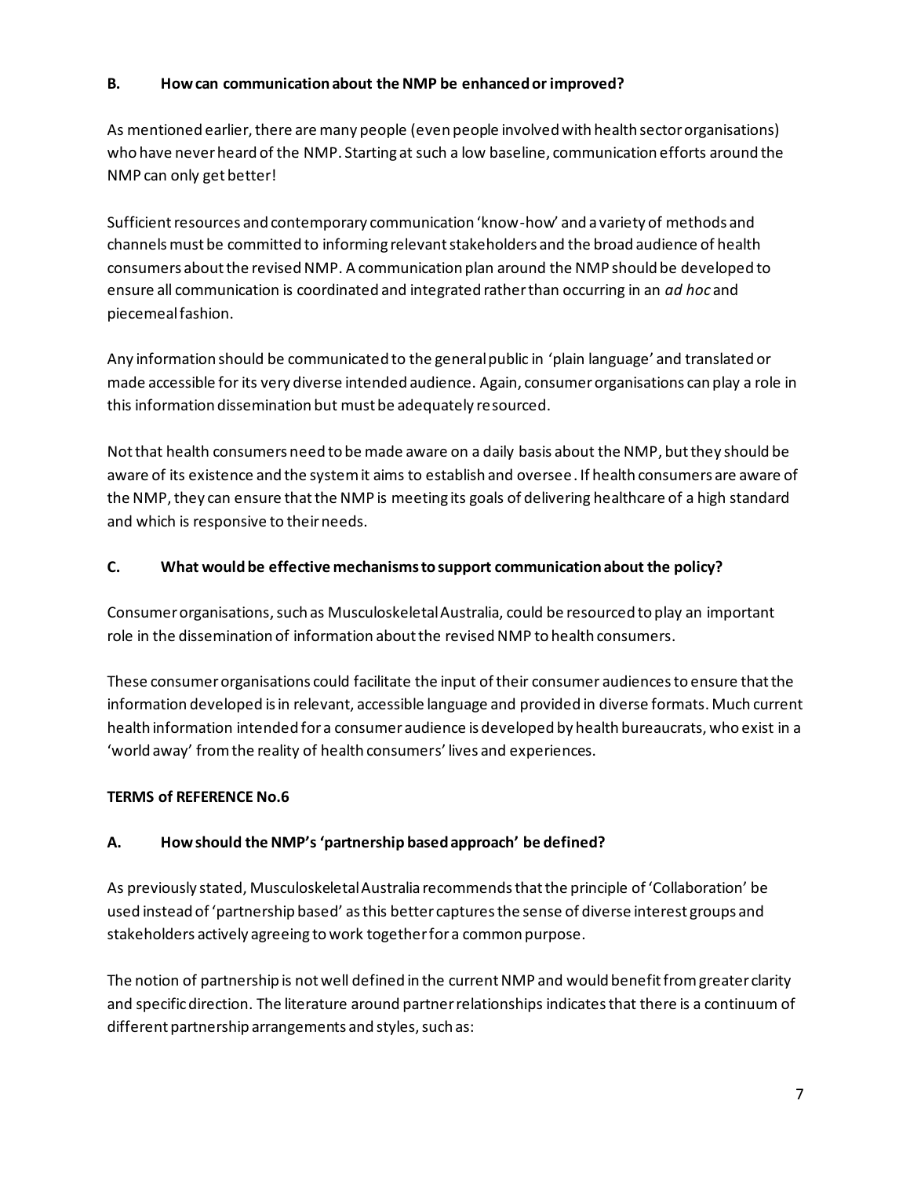**B. How can communication about the NMP be enhanced or improved?**

As mentioned earlier, there are many people (even people involved with health sector organisations) who have never heard of the NMP. Starting at such a low baseline, communication efforts around the NMP can only get better!

Sufficient resources and contemporary communication 'know-how' and a variety of methods and channels must be committed to informing relevant stakeholders and the broad audience of health consumers about the revised NMP. A communication plan around the NMP should be developed to ensure all communication is coordinated and integrated rather than occurring in an *ad hoc* and piecemeal fashion.

Any information should be communicated to the general public in 'plain language' and translated or made accessible for its very diverse intended audience. Again, consumer organisations can play a role in this information dissemination but must be adequately resourced.

Not that health consumers need to be made aware on a daily basis about the NMP, but they should be aware of its existence and the system it aims to establish and oversee. If health consumers are aware of the NMP, they can ensure that the NMP is meeting its goals of delivering healthcare of a high standard and which is responsive to their needs.

**C. What would be effective mechanisms to support communication about the policy?**

Consumer organisations, such as Musculoskeletal Australia, could be resourced to play an important role in the dissemination of information about the revised NMP to health consumers.

These consumer organisations could facilitate the input of their consumer audiences to ensure that the information developed is in relevant, accessible language and provided in diverse formats. Much current health information intended for a consumer audience is developed by health bureaucrats, who exist in a 'world away' from the reality of health consumers' lives and experiences.

**TERMS of REFERENCE No.6**

**A. How should the NMP's 'partnership based approach' be defined?**

As previously stated, Musculoskeletal Australia recommends that the principle of 'Collaboration' be used instead of 'partnership based' as this better captures the sense of diverse interest groups and stakeholders actively agreeing to work together for a common purpose.

The notion of partnership is not well defined in the current NMP and would benefit from greater clarity and specific direction. The literature around partner relationships indicates that there is a continuum of different partnership arrangements and styles, such as: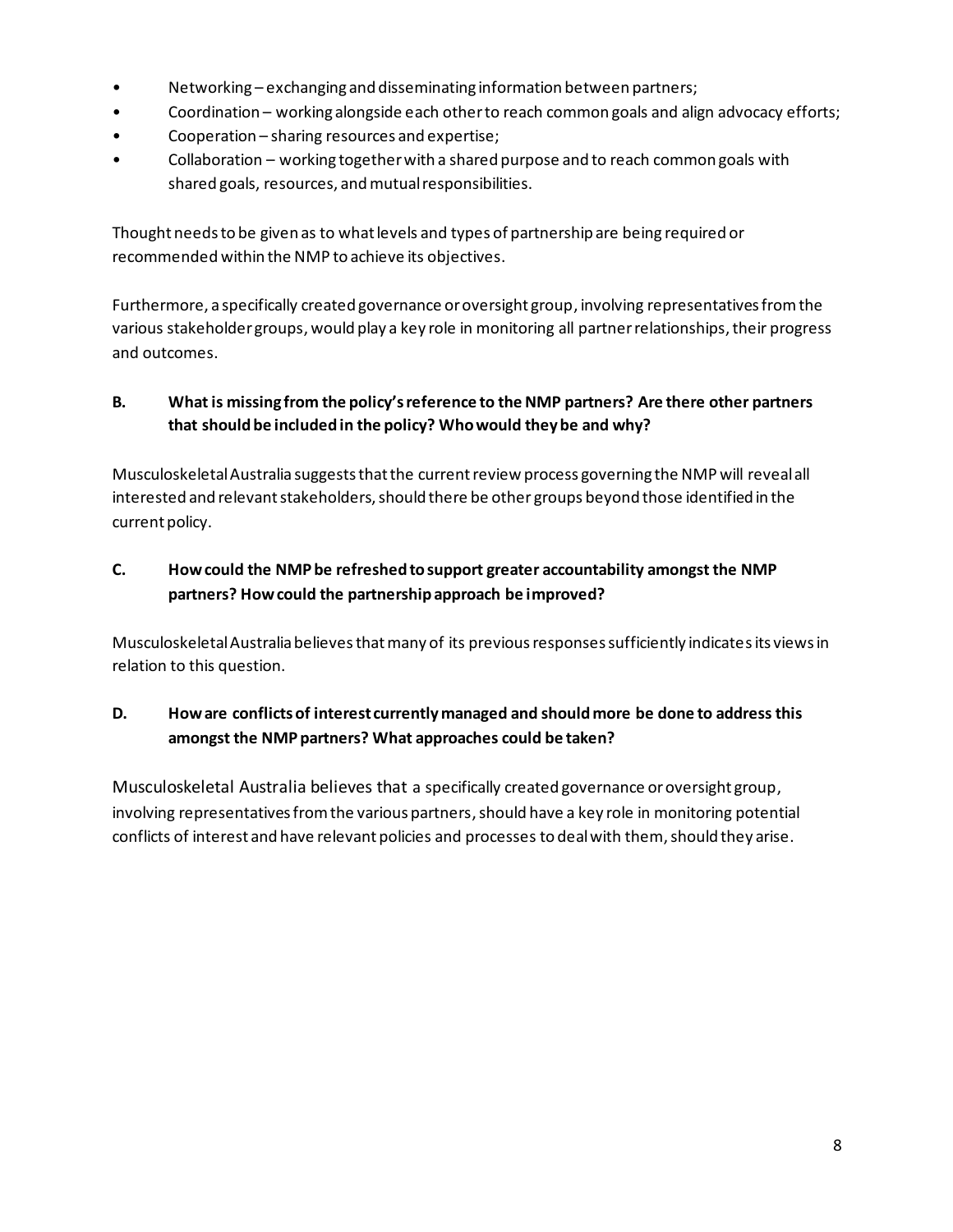- Networking – exchanging and disseminating information between partners;
- Coordination – working alongside each other to reach common goals and align advocacy efforts;
- Cooperation – sharing resources and expertise;
- Collaboration – working together with a shared purpose and to reach common goals with shared goals, resources, and mutual responsibilities.

Thought needs to be given as to what levels and types of partnership are being required or recommended within the NMP to achieve its objectives.

Furthermore, a specifically created governance or oversight group, involving representatives from the various stakeholder groups, would play a key role in monitoring all partner relationships, their progress and outcomes.

**B. What is missing from the policy's reference to the NMP partners? Are there other partners that should be included in the policy? Who would they be and why?**

Musculoskeletal Australia suggests that the current review process governing the NMP will reveal all interested and relevant stakeholders, should there be other groups beyond those identified in the current policy.

**C. How could the NMP be refreshed to support greater accountability amongst the NMP partners? How could the partnership approach be improved?**

Musculoskeletal Australia believes that many of its previous responses sufficiently indicates its views in relation to this question.

**D. How are conflicts of interest currently managed and should more be done to address this amongst the NMP partners? What approaches could be taken?**

Musculoskeletal Australia believes that a specifically created governance or oversight group, involving representatives from the various partners, should have a key role in monitoring potential conflicts of interest and have relevant policies and processes to deal with them, should they arise.